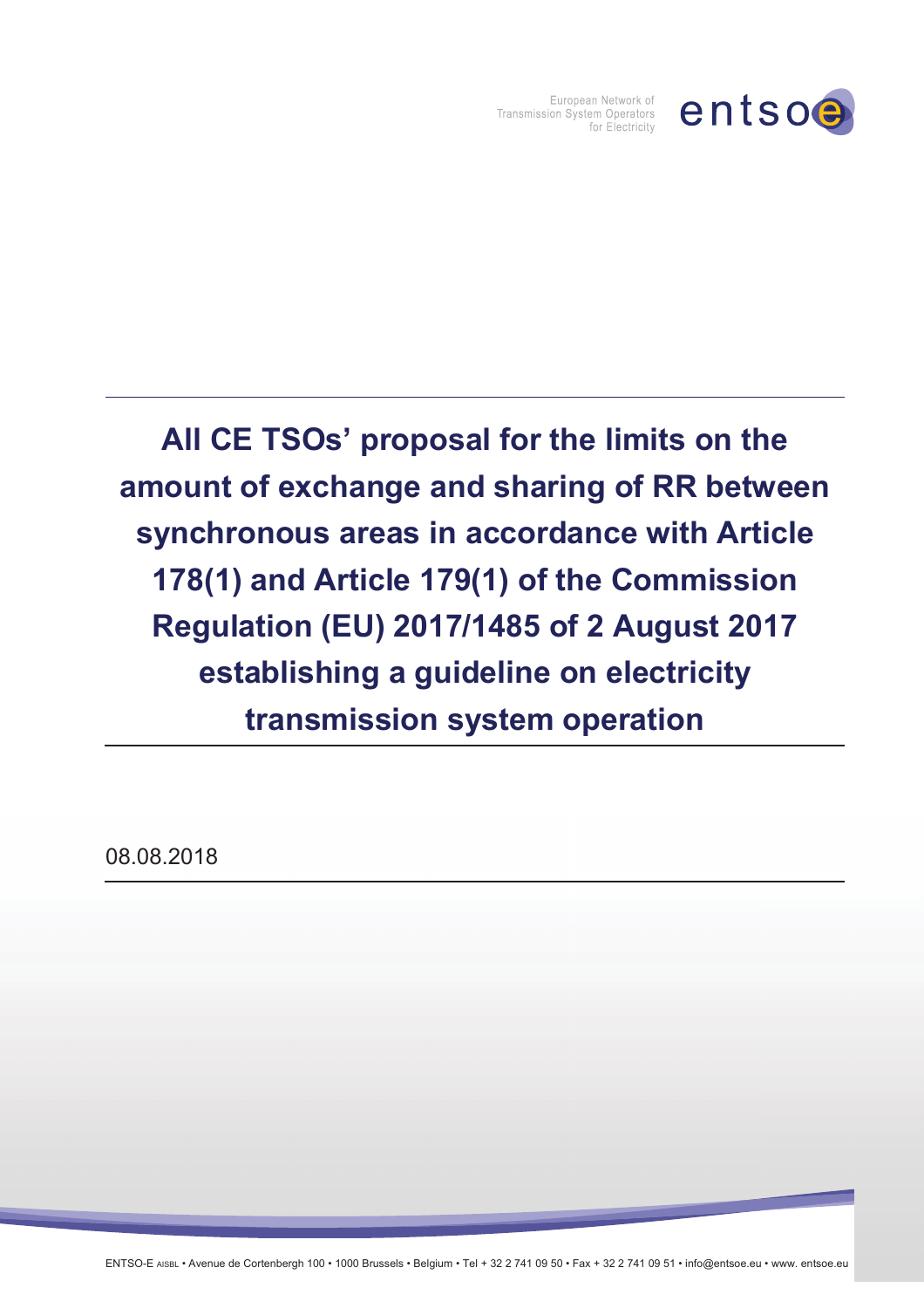European Network of Transmission System Operators for Electricity

entsoe

# All CE TSOs' proposal for the limits on the amount of exchange and sharing of RR between synchronous areas in accordance with Article 178(1) and Article 179(1) of the Commission Regulation (EU) 2017/1485 of 2 August 2017 establishing a guideline on electricity transmission system operation

08.08.2018

ENTSO-E AISBL • Avenue de Cortenbergh 100 • 1000 Brussels • Belgium • Tel + 32 2 741 09 50 • Fax + 32 2 741 09 51 • info@entsoe.eu • www. entsoe.eu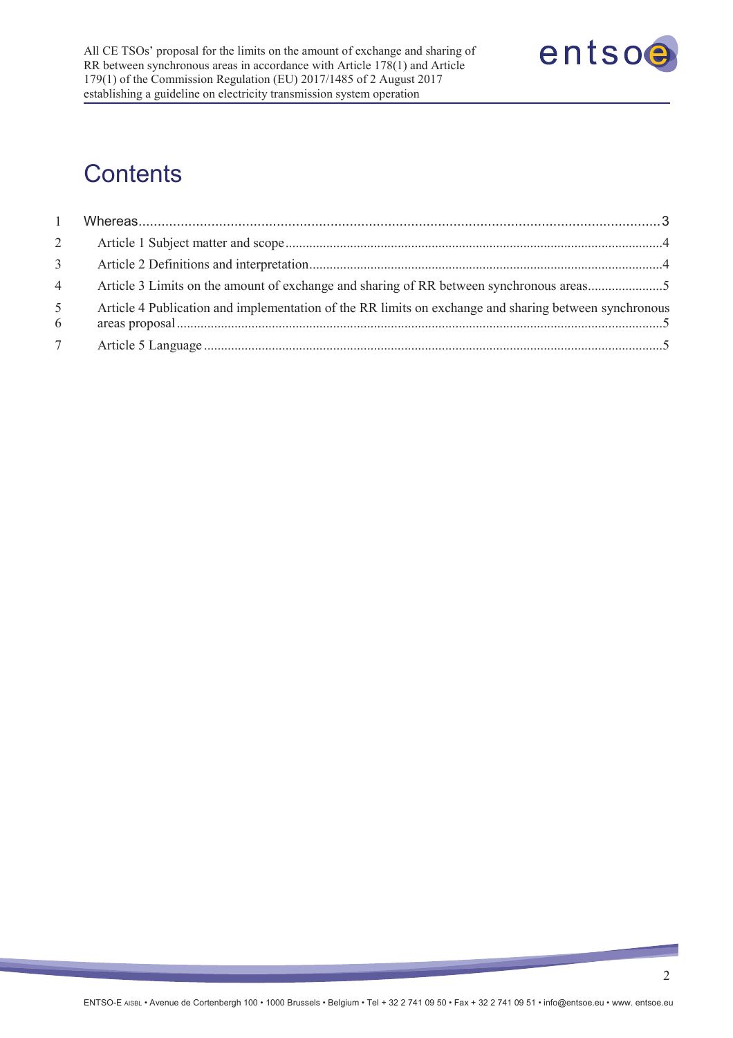# Contents

1 Whereas........................................................................................................................................3

2 Article 1 Subject matter and scope.............................................................................................4

3 Article 2 Definitions and interpretation.......................................................................................4

4 Article 3 Limits on the amount of exchange and sharing of RR between synchronous areas......................5

5 Article 4 Publication and implementation of the RR limits on exchange and sharing between synchronous
6 areas proposal.............................................................................................................................5

7 Article 5 Language.....................................................................................................................5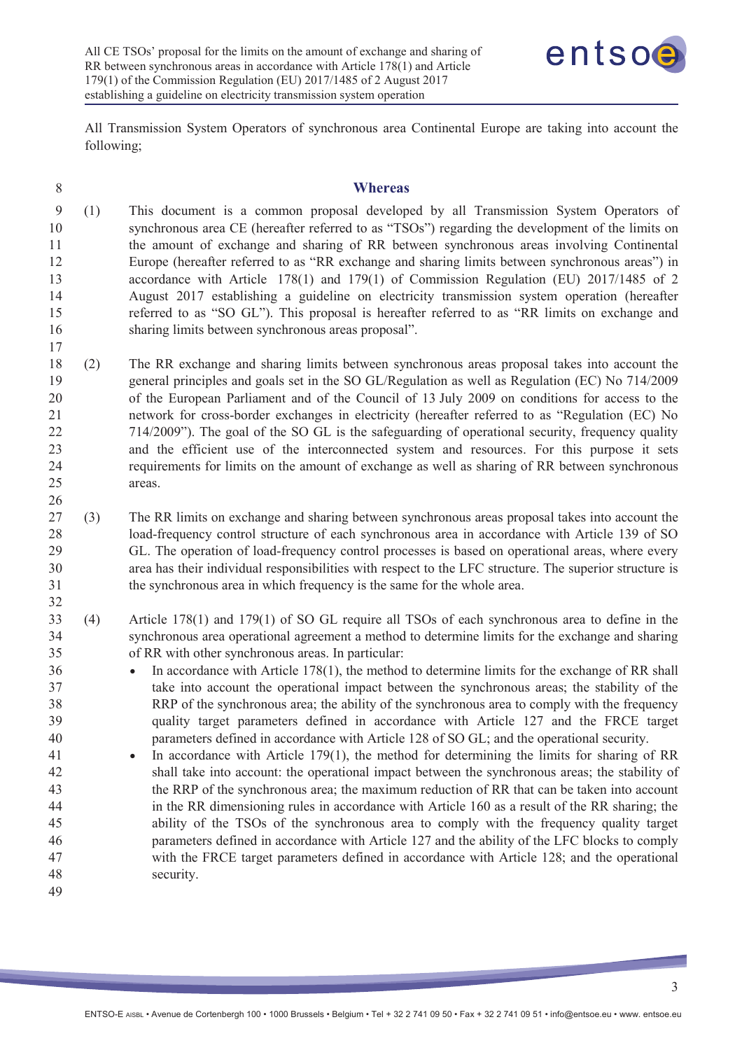All Transmission System Operators of synchronous area Continental Europe are taking into account the following;

## Whereas

(1) This document is a common proposal developed by all Transmission System Operators of synchronous area CE (hereafter referred to as "TSOs") regarding the development of the limits on the amount of exchange and sharing of RR between synchronous areas involving Continental Europe (hereafter referred to as "RR exchange and sharing limits between synchronous areas") in accordance with Article 178(1) and 179(1) of Commission Regulation (EU) 2017/1485 of 2 August 2017 establishing a guideline on electricity transmission system operation (hereafter referred to as "SO GL"). This proposal is hereafter referred to as "RR limits on exchange and sharing limits between synchronous areas proposal".

(2) The RR exchange and sharing limits between synchronous areas proposal takes into account the general principles and goals set in the SO GL/Regulation as well as Regulation (EC) No 714/2009 of the European Parliament and of the Council of 13 July 2009 on conditions for access to the network for cross-border exchanges in electricity (hereafter referred to as "Regulation (EC) No 714/2009"). The goal of the SO GL is the safeguarding of operational security, frequency quality and the efficient use of the interconnected system and resources. For this purpose it sets requirements for limits on the amount of exchange as well as sharing of RR between synchronous areas.

(3) The RR limits on exchange and sharing between synchronous areas proposal takes into account the load-frequency control structure of each synchronous area in accordance with Article 139 of SO GL. The operation of load-frequency control processes is based on operational areas, where every area has their individual responsibilities with respect to the LFC structure. The superior structure is the synchronous area in which frequency is the same for the whole area.

(4) Article 178(1) and 179(1) of SO GL require all TSOs of each synchronous area to define in the synchronous area operational agreement a method to determine limits for the exchange and sharing of RR with other synchronous areas. In particular:

- In accordance with Article 178(1), the method to determine limits for the exchange of RR shall take into account the operational impact between the synchronous areas; the stability of the RRP of the synchronous area; the ability of the synchronous area to comply with the frequency quality target parameters defined in accordance with Article 127 and the FRCE target parameters defined in accordance with Article 128 of SO GL; and the operational security.
- In accordance with Article 179(1), the method for determining the limits for sharing of RR shall take into account: the operational impact between the synchronous areas; the stability of the RRP of the synchronous area; the maximum reduction of RR that can be taken into account in the RR dimensioning rules in accordance with Article 160 as a result of the RR sharing; the ability of the TSOs of the synchronous area to comply with the frequency quality target parameters defined in accordance with Article 127 and the ability of the LFC blocks to comply with the FRCE target parameters defined in accordance with Article 128; and the operational security.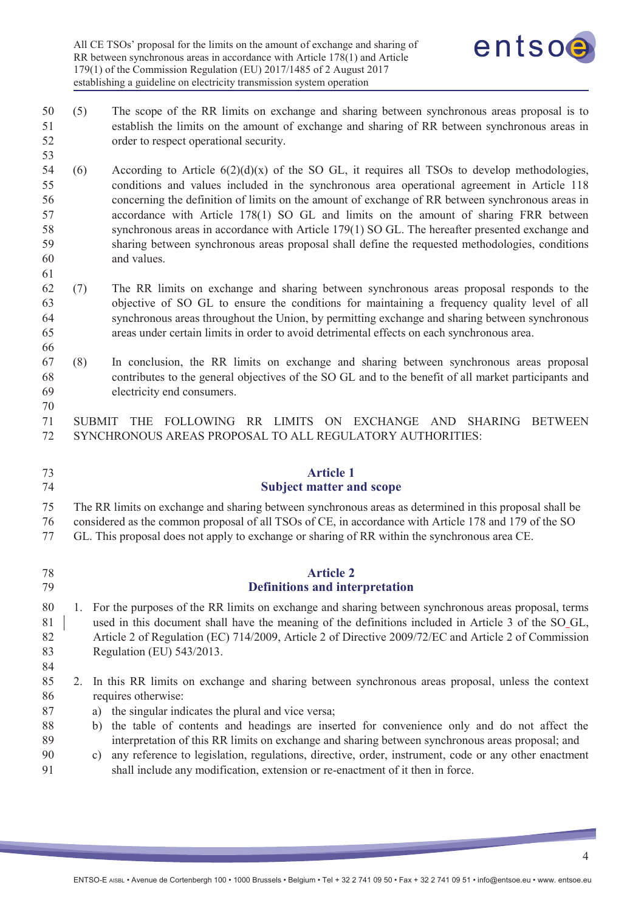(5) The scope of the RR limits on exchange and sharing between synchronous areas proposal is to establish the limits on the amount of exchange and sharing of RR between synchronous areas in order to respect operational security.

(6) According to Article 6(2)(d)(x) of the SO GL, it requires all TSOs to develop methodologies, conditions and values included in the synchronous area operational agreement in Article 118 concerning the definition of limits on the amount of exchange of RR between synchronous areas in accordance with Article 178(1) SO GL and limits on the amount of sharing FRR between synchronous areas in accordance with Article 179(1) SO GL. The hereafter presented exchange and sharing between synchronous areas proposal shall define the requested methodologies, conditions and values.

(7) The RR limits on exchange and sharing between synchronous areas proposal responds to the objective of SO GL to ensure the conditions for maintaining a frequency quality level of all synchronous areas throughout the Union, by permitting exchange and sharing between synchronous areas under certain limits in order to avoid detrimental effects on each synchronous area.

(8) In conclusion, the RR limits on exchange and sharing between synchronous areas proposal contributes to the general objectives of the SO GL and to the benefit of all market participants and electricity end consumers.

SUBMIT THE FOLLOWING RR LIMITS ON EXCHANGE AND SHARING BETWEEN SYNCHRONOUS AREAS PROPOSAL TO ALL REGULATORY AUTHORITIES:

## Article 1
## Subject matter and scope

The RR limits on exchange and sharing between synchronous areas as determined in this proposal shall be considered as the common proposal of all TSOs of CE, in accordance with Article 178 and 179 of the SO GL. This proposal does not apply to exchange or sharing of RR within the synchronous area CE.

## Article 2
## Definitions and interpretation

1. For the purposes of the RR limits on exchange and sharing between synchronous areas proposal, terms used in this document shall have the meaning of the definitions included in Article 3 of the SO GL, Article 2 of Regulation (EC) 714/2009, Article 2 of Directive 2009/72/EC and Article 2 of Commission Regulation (EU) 543/2013.

2. In this RR limits on exchange and sharing between synchronous areas proposal, unless the context requires otherwise:
   a) the singular indicates the plural and vice versa;
   b) the table of contents and headings are inserted for convenience only and do not affect the interpretation of this RR limits on exchange and sharing between synchronous areas proposal; and
   c) any reference to legislation, regulations, directive, order, instrument, code or any other enactment shall include any modification, extension or re-enactment of it then in force.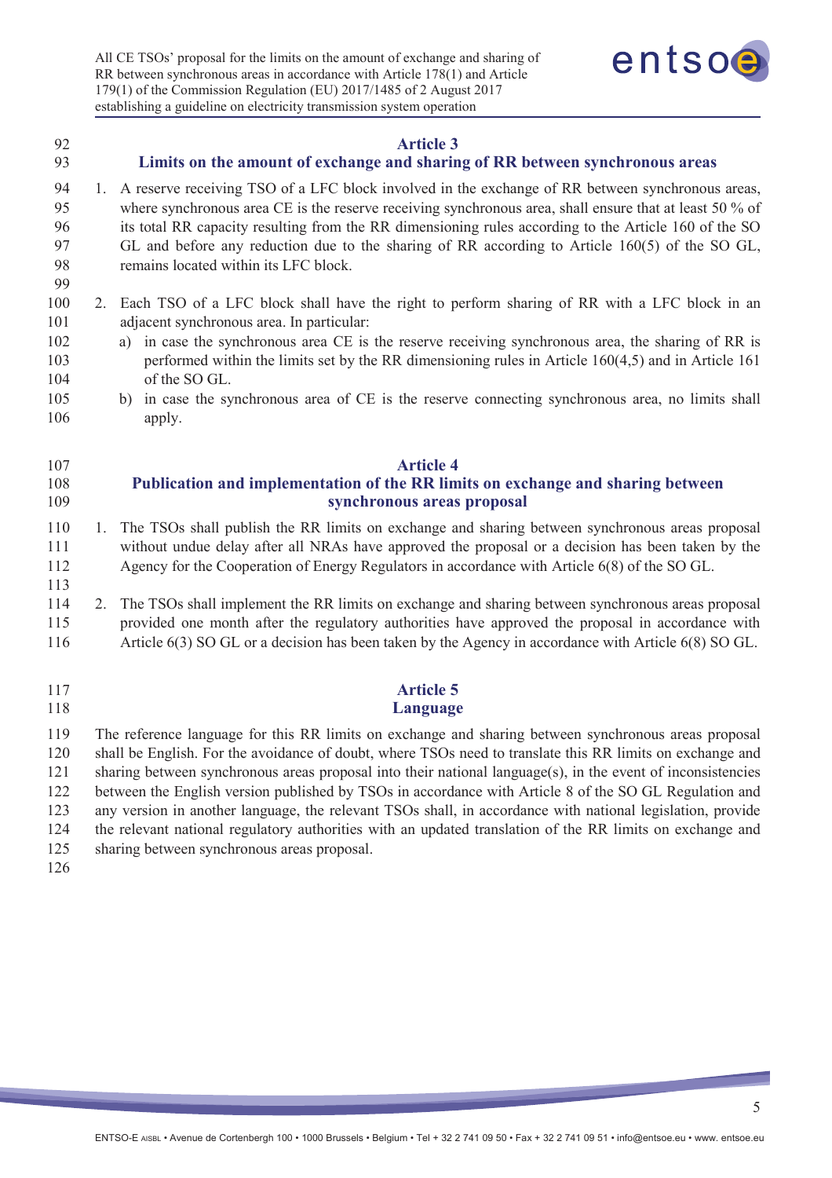## Article 3
## Limits on the amount of exchange and sharing of RR between synchronous areas

1. A reserve receiving TSO of a LFC block involved in the exchange of RR between synchronous areas, where synchronous area CE is the reserve receiving synchronous area, shall ensure that at least 50 % of its total RR capacity resulting from the RR dimensioning rules according to the Article 160 of the SO GL and before any reduction due to the sharing of RR according to Article 160(5) of the SO GL, remains located within its LFC block.

2. Each TSO of a LFC block shall have the right to perform sharing of RR with a LFC block in an adjacent synchronous area. In particular:
   a) in case the synchronous area CE is the reserve receiving synchronous area, the sharing of RR is performed within the limits set by the RR dimensioning rules in Article 160(4,5) and in Article 161 of the SO GL.
   b) in case the synchronous area of CE is the reserve connecting synchronous area, no limits shall apply.

## Article 4
## Publication and implementation of the RR limits on exchange and sharing between synchronous areas proposal

1. The TSOs shall publish the RR limits on exchange and sharing between synchronous areas proposal without undue delay after all NRAs have approved the proposal or a decision has been taken by the Agency for the Cooperation of Energy Regulators in accordance with Article 6(8) of the SO GL.

2. The TSOs shall implement the RR limits on exchange and sharing between synchronous areas proposal provided one month after the regulatory authorities have approved the proposal in accordance with Article 6(3) SO GL or a decision has been taken by the Agency in accordance with Article 6(8) SO GL.

## Article 5
## Language

The reference language for this RR limits on exchange and sharing between synchronous areas proposal shall be English. For the avoidance of doubt, where TSOs need to translate this RR limits on exchange and sharing between synchronous areas proposal into their national language(s), in the event of inconsistencies between the English version published by TSOs in accordance with Article 8 of the SO GL Regulation and any version in another language, the relevant TSOs shall, in accordance with national legislation, provide the relevant national regulatory authorities with an updated translation of the RR limits on exchange and sharing between synchronous areas proposal.